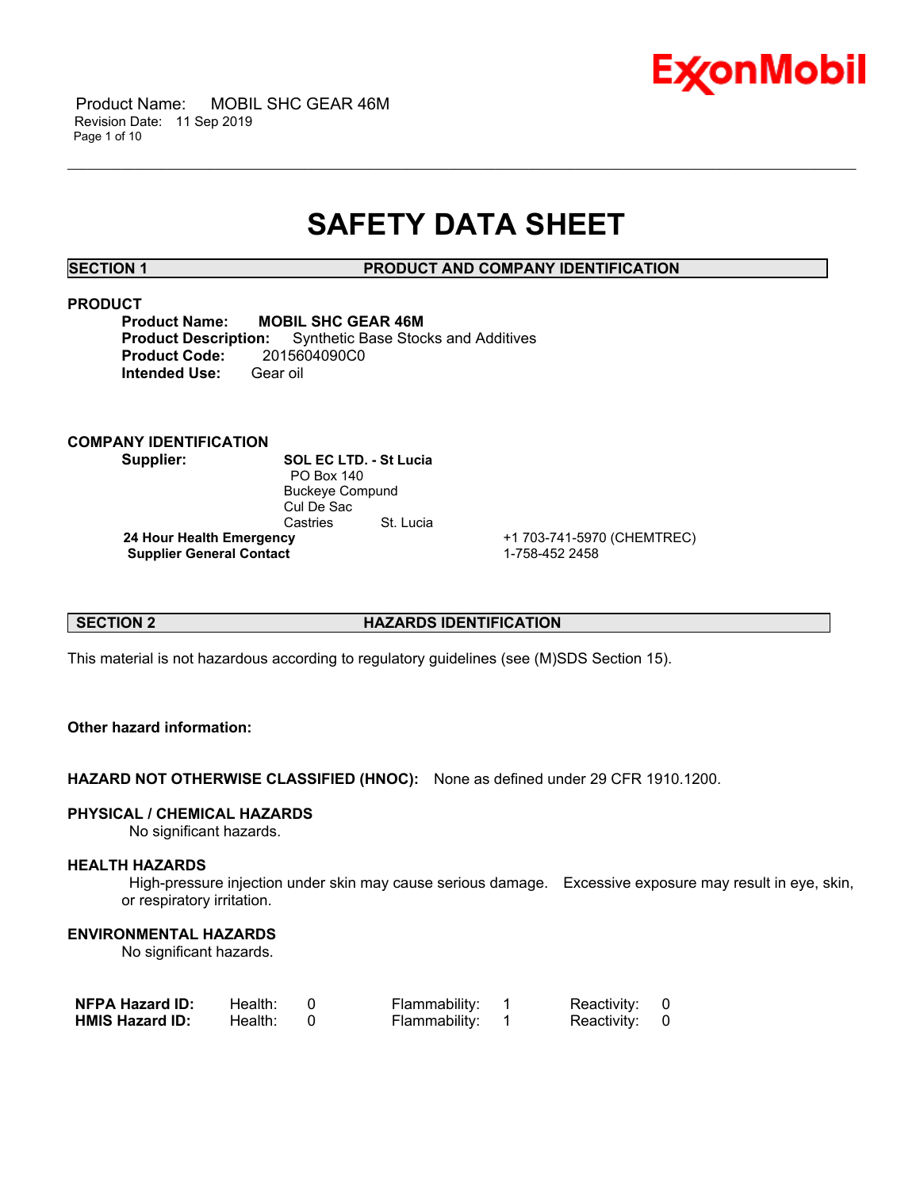# SAFETY DATA SHEET

## SECTION 1 PRODUCT AND COMPANY IDENTIFICATION

### PRODUCT

**Product Name:** **MOBIL SHC GEAR 46M**
**Product Description:** Synthetic Base Stocks and Additives
**Product Code:** 2015604090C0
**Intended Use:** Gear oil

### COMPANY IDENTIFICATION

**Supplier:** **SOL EC LTD. - St Lucia**
PO Box 140
Buckeye Compund
Cul De Sac
Castries St. Lucia

**24 Hour Health Emergency** +1 703-741-5970 (CHEMTREC)
**Supplier General Contact** 1-758-452 2458

## SECTION 2 HAZARDS IDENTIFICATION

This material is not hazardous according to regulatory guidelines (see (M)SDS Section 15).

**Other hazard information:**

**HAZARD NOT OTHERWISE CLASSIFIED (HNOC):** None as defined under 29 CFR 1910.1200.

### PHYSICAL / CHEMICAL HAZARDS

No significant hazards.

### HEALTH HAZARDS

High-pressure injection under skin may cause serious damage. Excessive exposure may result in eye, skin, or respiratory irritation.

### ENVIRONMENTAL HAZARDS

No significant hazards.

| | | | | | | |
|---|---|---|---|---|---|---|
| **NFPA Hazard ID:** | Health: | 0 | Flammability: | 1 | Reactivity: | 0 |
| **HMIS Hazard ID:** | Health: | 0 | Flammability: | 1 | Reactivity: | 0 |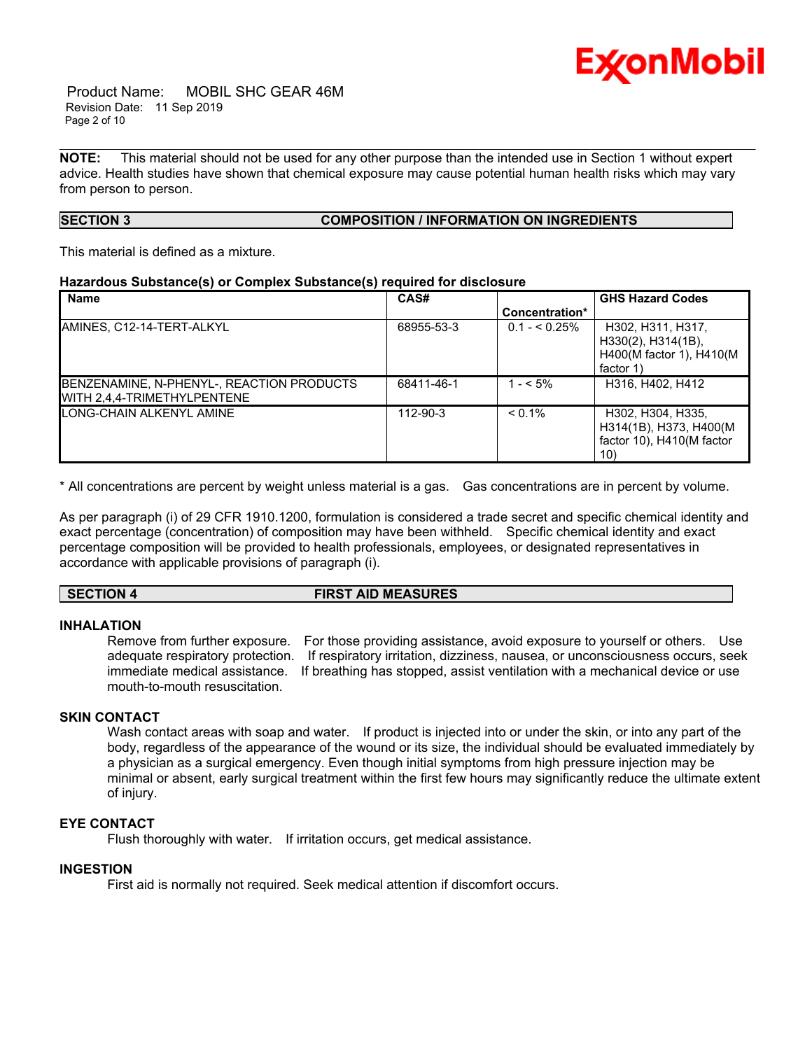**NOTE:** This material should not be used for any other purpose than the intended use in Section 1 without expert advice. Health studies have shown that chemical exposure may cause potential human health risks which may vary from person to person.

## SECTION 3 COMPOSITION / INFORMATION ON INGREDIENTS

This material is defined as a mixture.

**Hazardous Substance(s) or Complex Substance(s) required for disclosure**

| Name | CAS# | Concentration* | GHS Hazard Codes |
|---|---|---|---|
| AMINES, C12-14-TERT-ALKYL | 68955-53-3 | 0.1 - < 0.25% | H302, H311, H317, H330(2), H314(1B), H400(M factor 1), H410(M factor 1) |
| BENZENAMINE, N-PHENYL-, REACTION PRODUCTS WITH 2,4,4-TRIMETHYLPENTENE | 68411-46-1 | 1 - < 5% | H316, H402, H412 |
| LONG-CHAIN ALKENYL AMINE | 112-90-3 | < 0.1% | H302, H304, H335, H314(1B), H373, H400(M factor 10), H410(M factor 10) |

\* All concentrations are percent by weight unless material is a gas. Gas concentrations are in percent by volume.

As per paragraph (i) of 29 CFR 1910.1200, formulation is considered a trade secret and specific chemical identity and exact percentage (concentration) of composition may have been withheld. Specific chemical identity and exact percentage composition will be provided to health professionals, employees, or designated representatives in accordance with applicable provisions of paragraph (i).

## SECTION 4 FIRST AID MEASURES

### INHALATION

Remove from further exposure. For those providing assistance, avoid exposure to yourself or others. Use adequate respiratory protection. If respiratory irritation, dizziness, nausea, or unconsciousness occurs, seek immediate medical assistance. If breathing has stopped, assist ventilation with a mechanical device or use mouth-to-mouth resuscitation.

### SKIN CONTACT

Wash contact areas with soap and water. If product is injected into or under the skin, or into any part of the body, regardless of the appearance of the wound or its size, the individual should be evaluated immediately by a physician as a surgical emergency. Even though initial symptoms from high pressure injection may be minimal or absent, early surgical treatment within the first few hours may significantly reduce the ultimate extent of injury.

### EYE CONTACT

Flush thoroughly with water. If irritation occurs, get medical assistance.

### INGESTION

First aid is normally not required. Seek medical attention if discomfort occurs.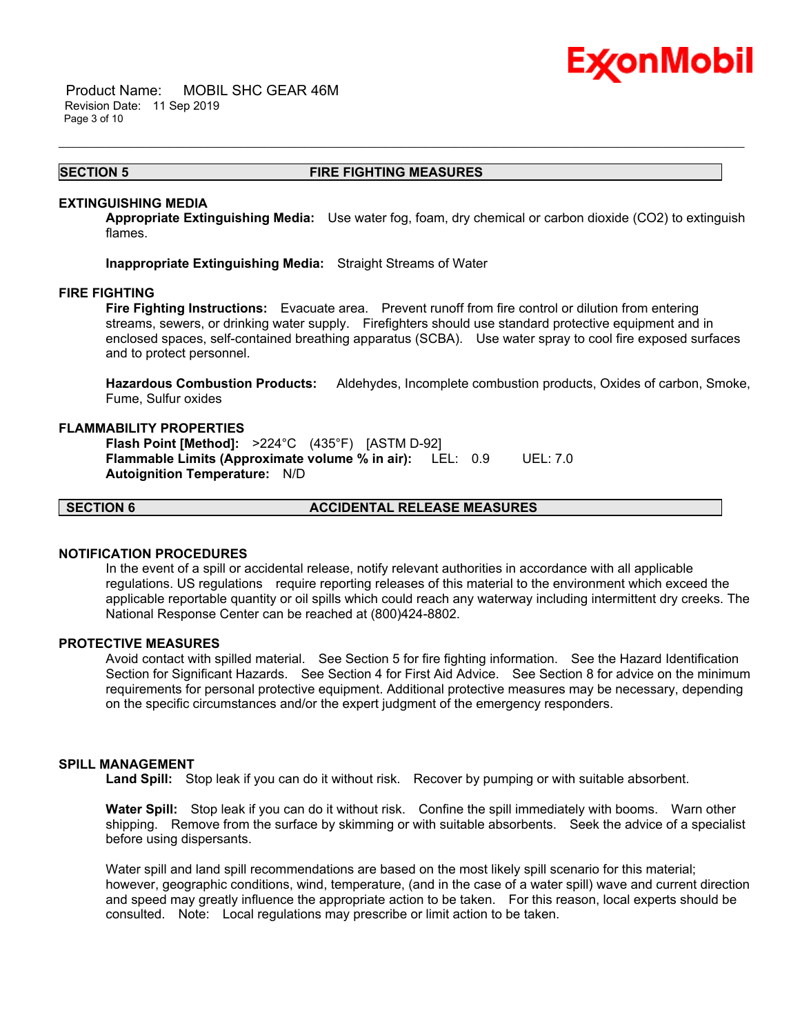## SECTION 5 FIRE FIGHTING MEASURES

### EXTINGUISHING MEDIA

**Appropriate Extinguishing Media:** Use water fog, foam, dry chemical or carbon dioxide ($CO_2$) to extinguish flames.

**Inappropriate Extinguishing Media:** Straight Streams of Water

### FIRE FIGHTING

**Fire Fighting Instructions:** Evacuate area. Prevent runoff from fire control or dilution from entering streams, sewers, or drinking water supply. Firefighters should use standard protective equipment and in enclosed spaces, self-contained breathing apparatus (SCBA). Use water spray to cool fire exposed surfaces and to protect personnel.

**Hazardous Combustion Products:** Aldehydes, Incomplete combustion products, Oxides of carbon, Smoke, Fume, Sulfur oxides

### FLAMMABILITY PROPERTIES

**Flash Point [Method]:** >224°C (435°F) [ASTM D-92]
**Flammable Limits (Approximate volume % in air):** LEL: 0.9 UEL: 7.0
**Autoignition Temperature:** N/D

## SECTION 6 ACCIDENTAL RELEASE MEASURES

### NOTIFICATION PROCEDURES

In the event of a spill or accidental release, notify relevant authorities in accordance with all applicable regulations. US regulations require reporting releases of this material to the environment which exceed the applicable reportable quantity or oil spills which could reach any waterway including intermittent dry creeks. The National Response Center can be reached at (800)424-8802.

### PROTECTIVE MEASURES

Avoid contact with spilled material. See Section 5 for fire fighting information. See the Hazard Identification Section for Significant Hazards. See Section 4 for First Aid Advice. See Section 8 for advice on the minimum requirements for personal protective equipment. Additional protective measures may be necessary, depending on the specific circumstances and/or the expert judgment of the emergency responders.

### SPILL MANAGEMENT

**Land Spill:** Stop leak if you can do it without risk. Recover by pumping or with suitable absorbent.

**Water Spill:** Stop leak if you can do it without risk. Confine the spill immediately with booms. Warn other shipping. Remove from the surface by skimming or with suitable absorbents. Seek the advice of a specialist before using dispersants.

Water spill and land spill recommendations are based on the most likely spill scenario for this material; however, geographic conditions, wind, temperature, (and in the case of a water spill) wave and current direction and speed may greatly influence the appropriate action to be taken. For this reason, local experts should be consulted. Note: Local regulations may prescribe or limit action to be taken.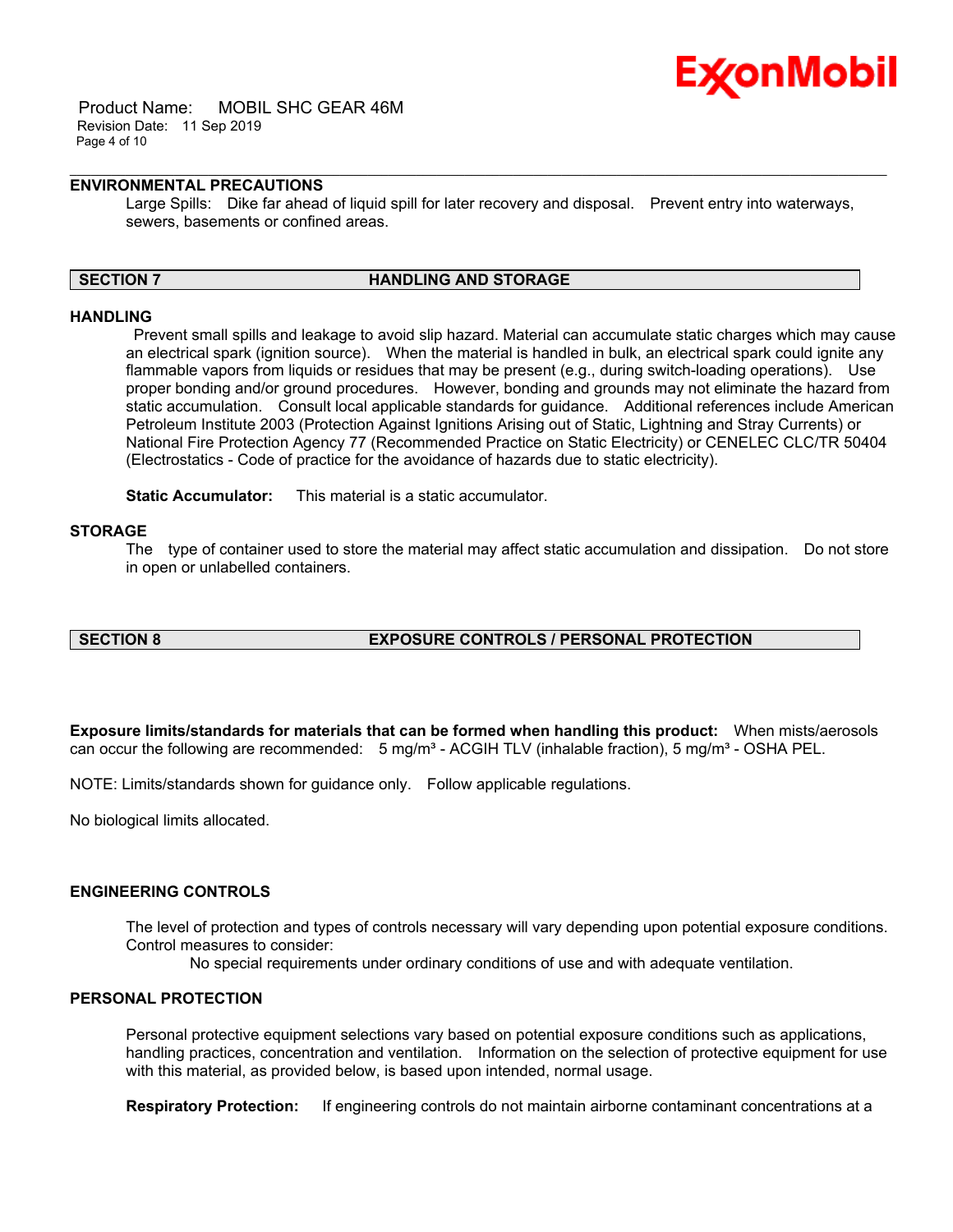### ENVIRONMENTAL PRECAUTIONS

Large Spills: Dike far ahead of liquid spill for later recovery and disposal. Prevent entry into waterways, sewers, basements or confined areas.

## SECTION 7 HANDLING AND STORAGE

### HANDLING

Prevent small spills and leakage to avoid slip hazard. Material can accumulate static charges which may cause an electrical spark (ignition source). When the material is handled in bulk, an electrical spark could ignite any flammable vapors from liquids or residues that may be present (e.g., during switch-loading operations). Use proper bonding and/or ground procedures. However, bonding and grounds may not eliminate the hazard from static accumulation. Consult local applicable standards for guidance. Additional references include American Petroleum Institute 2003 (Protection Against Ignitions Arising out of Static, Lightning and Stray Currents) or National Fire Protection Agency 77 (Recommended Practice on Static Electricity) or CENELEC CLC/TR 50404 (Electrostatics - Code of practice for the avoidance of hazards due to static electricity).

**Static Accumulator:** This material is a static accumulator.

### STORAGE

The type of container used to store the material may affect static accumulation and dissipation. Do not store in open or unlabelled containers.

## SECTION 8 EXPOSURE CONTROLS / PERSONAL PROTECTION

**Exposure limits/standards for materials that can be formed when handling this product:** When mists/aerosols can occur the following are recommended: 5 mg/m³ - ACGIH TLV (inhalable fraction), 5 mg/m³ - OSHA PEL.

NOTE: Limits/standards shown for guidance only. Follow applicable regulations.

No biological limits allocated.

### ENGINEERING CONTROLS

The level of protection and types of controls necessary will vary depending upon potential exposure conditions. Control measures to consider:

No special requirements under ordinary conditions of use and with adequate ventilation.

### PERSONAL PROTECTION

Personal protective equipment selections vary based on potential exposure conditions such as applications, handling practices, concentration and ventilation. Information on the selection of protective equipment for use with this material, as provided below, is based upon intended, normal usage.

**Respiratory Protection:** If engineering controls do not maintain airborne contaminant concentrations at a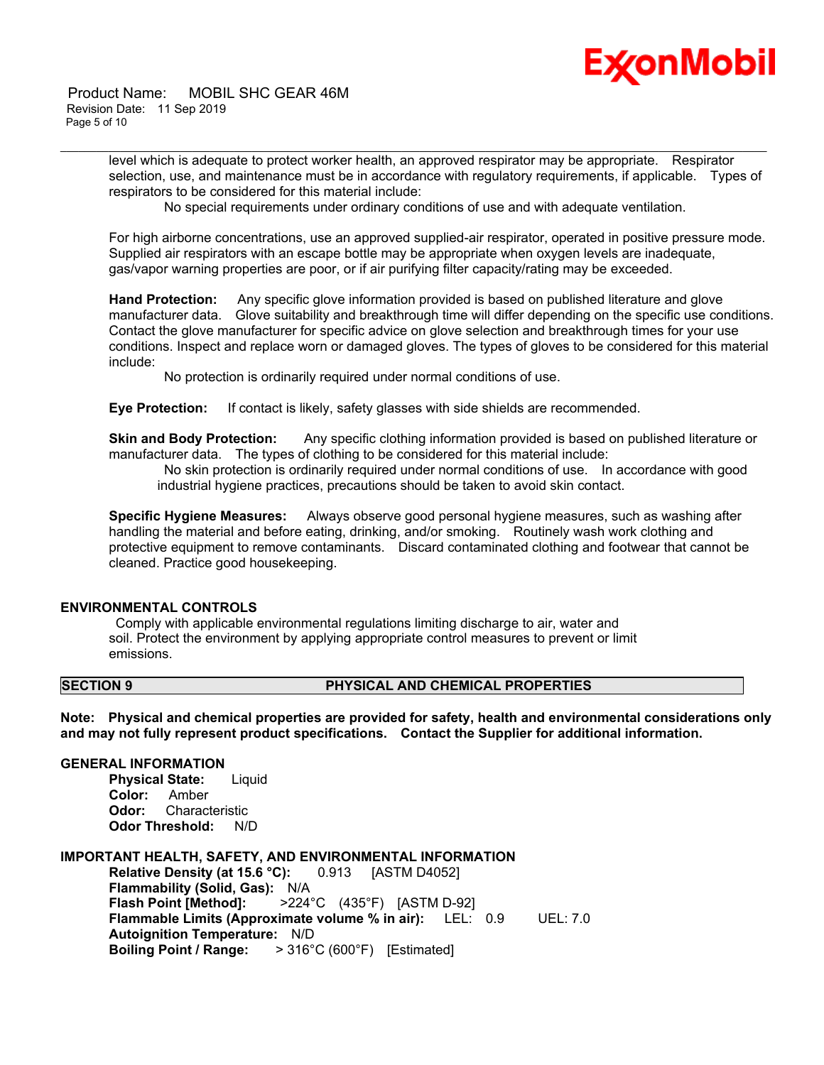level which is adequate to protect worker health, an approved respirator may be appropriate. Respirator selection, use, and maintenance must be in accordance with regulatory requirements, if applicable. Types of respirators to be considered for this material include:

No special requirements under ordinary conditions of use and with adequate ventilation.

For high airborne concentrations, use an approved supplied-air respirator, operated in positive pressure mode. Supplied air respirators with an escape bottle may be appropriate when oxygen levels are inadequate, gas/vapor warning properties are poor, or if air purifying filter capacity/rating may be exceeded.

**Hand Protection:** Any specific glove information provided is based on published literature and glove manufacturer data. Glove suitability and breakthrough time will differ depending on the specific use conditions. Contact the glove manufacturer for specific advice on glove selection and breakthrough times for your use conditions. Inspect and replace worn or damaged gloves. The types of gloves to be considered for this material include:

No protection is ordinarily required under normal conditions of use.

**Eye Protection:** If contact is likely, safety glasses with side shields are recommended.

**Skin and Body Protection:** Any specific clothing information provided is based on published literature or manufacturer data. The types of clothing to be considered for this material include:

No skin protection is ordinarily required under normal conditions of use. In accordance with good industrial hygiene practices, precautions should be taken to avoid skin contact.

**Specific Hygiene Measures:** Always observe good personal hygiene measures, such as washing after handling the material and before eating, drinking, and/or smoking. Routinely wash work clothing and protective equipment to remove contaminants. Discard contaminated clothing and footwear that cannot be cleaned. Practice good housekeeping.

### ENVIRONMENTAL CONTROLS

Comply with applicable environmental regulations limiting discharge to air, water and soil. Protect the environment by applying appropriate control measures to prevent or limit emissions.

## SECTION 9 PHYSICAL AND CHEMICAL PROPERTIES

**Note: Physical and chemical properties are provided for safety, health and environmental considerations only and may not fully represent product specifications. Contact the Supplier for additional information.**

### GENERAL INFORMATION

**Physical State:** Liquid
**Color:** Amber
**Odor:** Characteristic
**Odor Threshold:** N/D

### IMPORTANT HEALTH, SAFETY, AND ENVIRONMENTAL INFORMATION

**Relative Density (at 15.6 °C):** 0.913 [ASTM D4052]
**Flammability (Solid, Gas):** N/A
**Flash Point [Method]:** >224°C (435°F) [ASTM D-92]
**Flammable Limits (Approximate volume % in air):** LEL: 0.9 UEL: 7.0
**Autoignition Temperature:** N/D
**Boiling Point / Range:** > 316°C (600°F) [Estimated]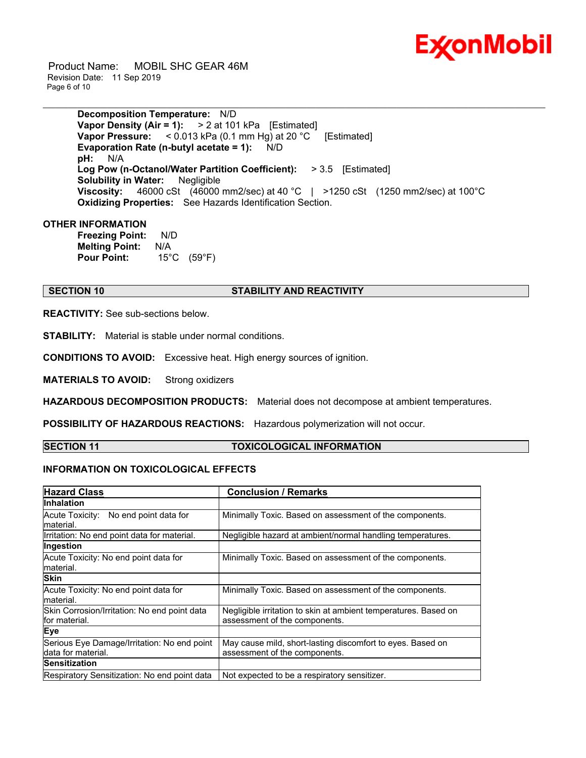**Decomposition Temperature:** N/D
**Vapor Density (Air = 1):** > 2 at 101 kPa [Estimated]
**Vapor Pressure:** < 0.013 kPa (0.1 mm Hg) at 20 °C [Estimated]
**Evaporation Rate (n-butyl acetate = 1):** N/D
**pH:** N/A
**Log Pow (n-Octanol/Water Partition Coefficient):** > 3.5 [Estimated]
**Solubility in Water:** Negligible
**Viscosity:** 46000 cSt (46000 mm2/sec) at 40 °C | >1250 cSt (1250 mm2/sec) at 100°C
**Oxidizing Properties:** See Hazards Identification Section.

**OTHER INFORMATION**

**Freezing Point:** N/D
**Melting Point:** N/A
**Pour Point:** 15°C (59°F)

## SECTION 10 STABILITY AND REACTIVITY

**REACTIVITY:** See sub-sections below.

**STABILITY:** Material is stable under normal conditions.

**CONDITIONS TO AVOID:** Excessive heat. High energy sources of ignition.

**MATERIALS TO AVOID:** Strong oxidizers

**HAZARDOUS DECOMPOSITION PRODUCTS:** Material does not decompose at ambient temperatures.

**POSSIBILITY OF HAZARDOUS REACTIONS:** Hazardous polymerization will not occur.

## SECTION 11 TOXICOLOGICAL INFORMATION

### INFORMATION ON TOXICOLOGICAL EFFECTS

| Hazard Class | Conclusion / Remarks |
|---|---|
| **Inhalation** | |
| Acute Toxicity: No end point data for material. | Minimally Toxic. Based on assessment of the components. |
| Irritation: No end point data for material. | Negligible hazard at ambient/normal handling temperatures. |
| **Ingestion** | |
| Acute Toxicity: No end point data for material. | Minimally Toxic. Based on assessment of the components. |
| **Skin** | |
| Acute Toxicity: No end point data for material. | Minimally Toxic. Based on assessment of the components. |
| Skin Corrosion/Irritation: No end point data for material. | Negligible irritation to skin at ambient temperatures. Based on assessment of the components. |
| **Eye** | |
| Serious Eye Damage/Irritation: No end point data for material. | May cause mild, short-lasting discomfort to eyes. Based on assessment of the components. |
| **Sensitization** | |
| Respiratory Sensitization: No end point data | Not expected to be a respiratory sensitizer. |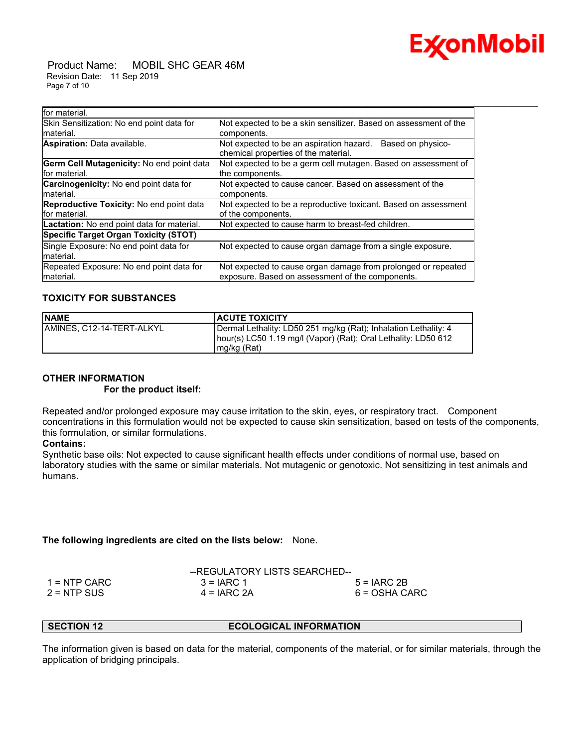| | |
|---|---|
| for material. | |
| Skin Sensitization: No end point data for material. | Not expected to be a skin sensitizer. Based on assessment of the components. |
| **Aspiration:** Data available. | Not expected to be an aspiration hazard. Based on physico-chemical properties of the material. |
| **Germ Cell Mutagenicity:** No end point data for material. | Not expected to be a germ cell mutagen. Based on assessment of the components. |
| **Carcinogenicity:** No end point data for material. | Not expected to cause cancer. Based on assessment of the components. |
| **Reproductive Toxicity:** No end point data for material. | Not expected to be a reproductive toxicant. Based on assessment of the components. |
| **Lactation:** No end point data for material. | Not expected to cause harm to breast-fed children. |
| **Specific Target Organ Toxicity (STOT)** | |
| Single Exposure: No end point data for material. | Not expected to cause organ damage from a single exposure. |
| Repeated Exposure: No end point data for material. | Not expected to cause organ damage from prolonged or repeated exposure. Based on assessment of the components. |

### TOXICITY FOR SUBSTANCES

| NAME | ACUTE TOXICITY |
|---|---|
| AMINES, C12-14-TERT-ALKYL | Dermal Lethality: LD50 251 mg/kg (Rat); Inhalation Lethality: 4 hour(s) LC50 1.19 mg/l (Vapor) (Rat); Oral Lethality: LD50 612 mg/kg (Rat) |

### OTHER INFORMATION

**For the product itself:**

Repeated and/or prolonged exposure may cause irritation to the skin, eyes, or respiratory tract. Component concentrations in this formulation would not be expected to cause skin sensitization, based on tests of the components, this formulation, or similar formulations.

**Contains:**

Synthetic base oils: Not expected to cause significant health effects under conditions of normal use, based on laboratory studies with the same or similar materials. Not mutagenic or genotoxic. Not sensitizing in test animals and humans.

**The following ingredients are cited on the lists below:** None.

--REGULATORY LISTS SEARCHED--

| | | |
|---|---|---|
| 1 = NTP CARC | 3 = IARC 1 | 5 = IARC 2B |
| 2 = NTP SUS | 4 = IARC 2A | 6 = OSHA CARC |

## SECTION 12 ECOLOGICAL INFORMATION

The information given is based on data for the material, components of the material, or for similar materials, through the application of bridging principals.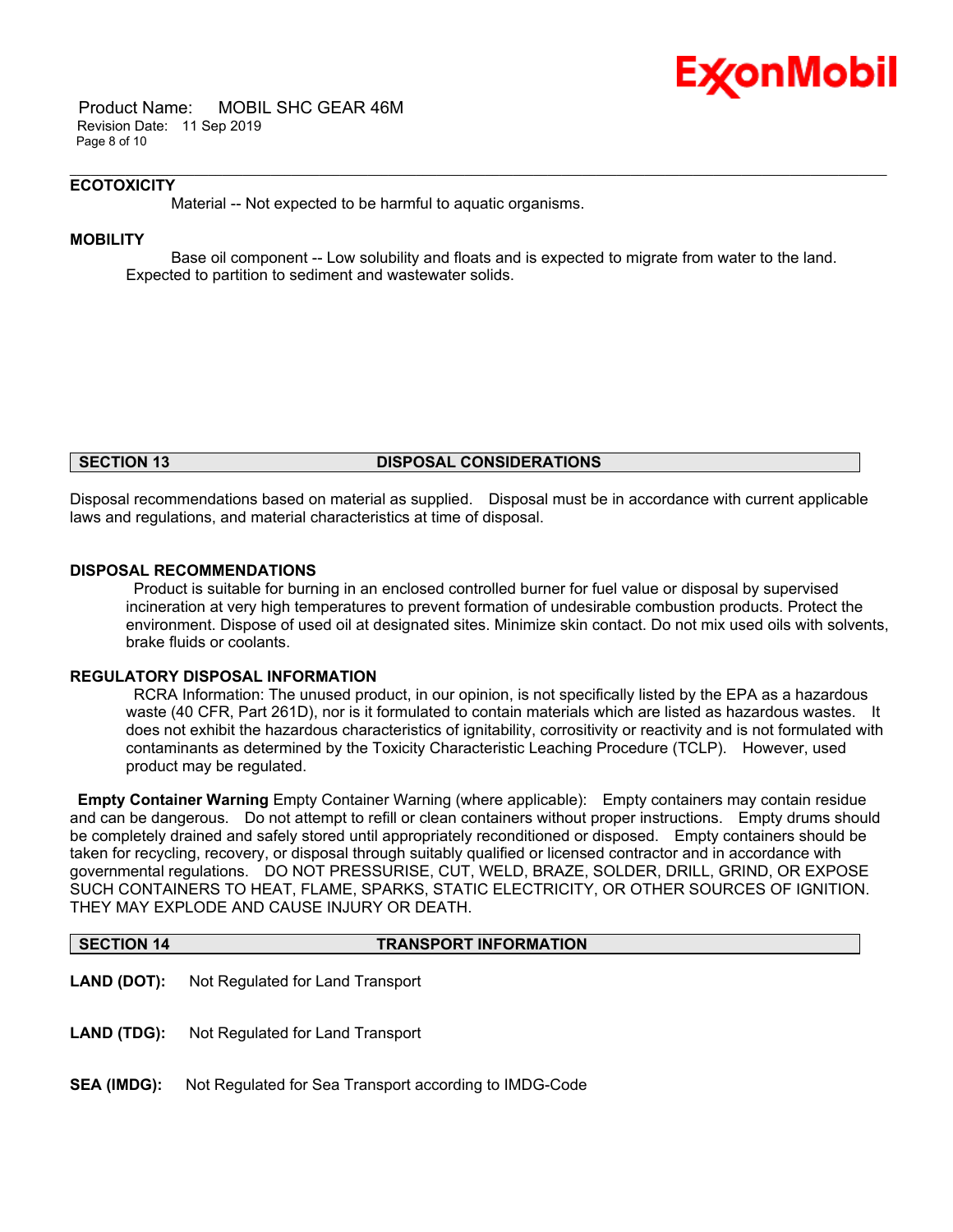### ECOTOXICITY

Material -- Not expected to be harmful to aquatic organisms.

### MOBILITY

Base oil component -- Low solubility and floats and is expected to migrate from water to the land. Expected to partition to sediment and wastewater solids.

## SECTION 13 DISPOSAL CONSIDERATIONS

Disposal recommendations based on material as supplied. Disposal must be in accordance with current applicable laws and regulations, and material characteristics at time of disposal.

### DISPOSAL RECOMMENDATIONS

Product is suitable for burning in an enclosed controlled burner for fuel value or disposal by supervised incineration at very high temperatures to prevent formation of undesirable combustion products. Protect the environment. Dispose of used oil at designated sites. Minimize skin contact. Do not mix used oils with solvents, brake fluids or coolants.

### REGULATORY DISPOSAL INFORMATION

RCRA Information: The unused product, in our opinion, is not specifically listed by the EPA as a hazardous waste (40 CFR, Part 261D), nor is it formulated to contain materials which are listed as hazardous wastes. It does not exhibit the hazardous characteristics of ignitability, corrositivity or reactivity and is not formulated with contaminants as determined by the Toxicity Characteristic Leaching Procedure (TCLP). However, used product may be regulated.

**Empty Container Warning** Empty Container Warning (where applicable): Empty containers may contain residue and can be dangerous. Do not attempt to refill or clean containers without proper instructions. Empty drums should be completely drained and safely stored until appropriately reconditioned or disposed. Empty containers should be taken for recycling, recovery, or disposal through suitably qualified or licensed contractor and in accordance with governmental regulations. DO NOT PRESSURISE, CUT, WELD, BRAZE, SOLDER, DRILL, GRIND, OR EXPOSE SUCH CONTAINERS TO HEAT, FLAME, SPARKS, STATIC ELECTRICITY, OR OTHER SOURCES OF IGNITION. THEY MAY EXPLODE AND CAUSE INJURY OR DEATH.

## SECTION 14 TRANSPORT INFORMATION

**LAND (DOT):** Not Regulated for Land Transport

**LAND (TDG):** Not Regulated for Land Transport

**SEA (IMDG):** Not Regulated for Sea Transport according to IMDG-Code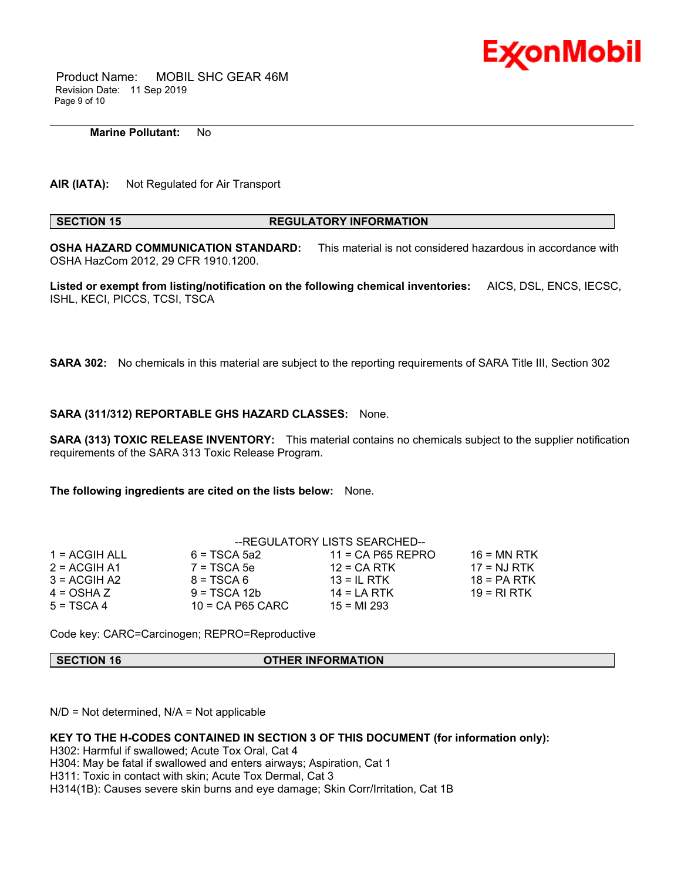**Marine Pollutant:** No

**AIR (IATA):** Not Regulated for Air Transport

## SECTION 15 REGULATORY INFORMATION

**OSHA HAZARD COMMUNICATION STANDARD:** This material is not considered hazardous in accordance with OSHA HazCom 2012, 29 CFR 1910.1200.

**Listed or exempt from listing/notification on the following chemical inventories:** AICS, DSL, ENCS, IECSC, ISHL, KECI, PICCS, TCSI, TSCA

**SARA 302:** No chemicals in this material are subject to the reporting requirements of SARA Title III, Section 302

**SARA (311/312) REPORTABLE GHS HAZARD CLASSES:** None.

**SARA (313) TOXIC RELEASE INVENTORY:** This material contains no chemicals subject to the supplier notification requirements of the SARA 313 Toxic Release Program.

**The following ingredients are cited on the lists below:** None.

--REGULATORY LISTS SEARCHED--

| | | | |
|---|---|---|---|
| 1 = ACGIH ALL | 6 = TSCA 5a2 | 11 = CA P65 REPRO | 16 = MN RTK |
| 2 = ACGIH A1 | 7 = TSCA 5e | 12 = CA RTK | 17 = NJ RTK |
| 3 = ACGIH A2 | 8 = TSCA 6 | 13 = IL RTK | 18 = PA RTK |
| 4 = OSHA Z | 9 = TSCA 12b | 14 = LA RTK | 19 = RI RTK |
| 5 = TSCA 4 | 10 = CA P65 CARC | 15 = MI 293 | |

Code key: CARC=Carcinogen; REPRO=Reproductive

## SECTION 16 OTHER INFORMATION

N/D = Not determined, N/A = Not applicable

**KEY TO THE H-CODES CONTAINED IN SECTION 3 OF THIS DOCUMENT (for information only):**
H302: Harmful if swallowed; Acute Tox Oral, Cat 4
H304: May be fatal if swallowed and enters airways; Aspiration, Cat 1
H311: Toxic in contact with skin; Acute Tox Dermal, Cat 3
H314(1B): Causes severe skin burns and eye damage; Skin Corr/Irritation, Cat 1B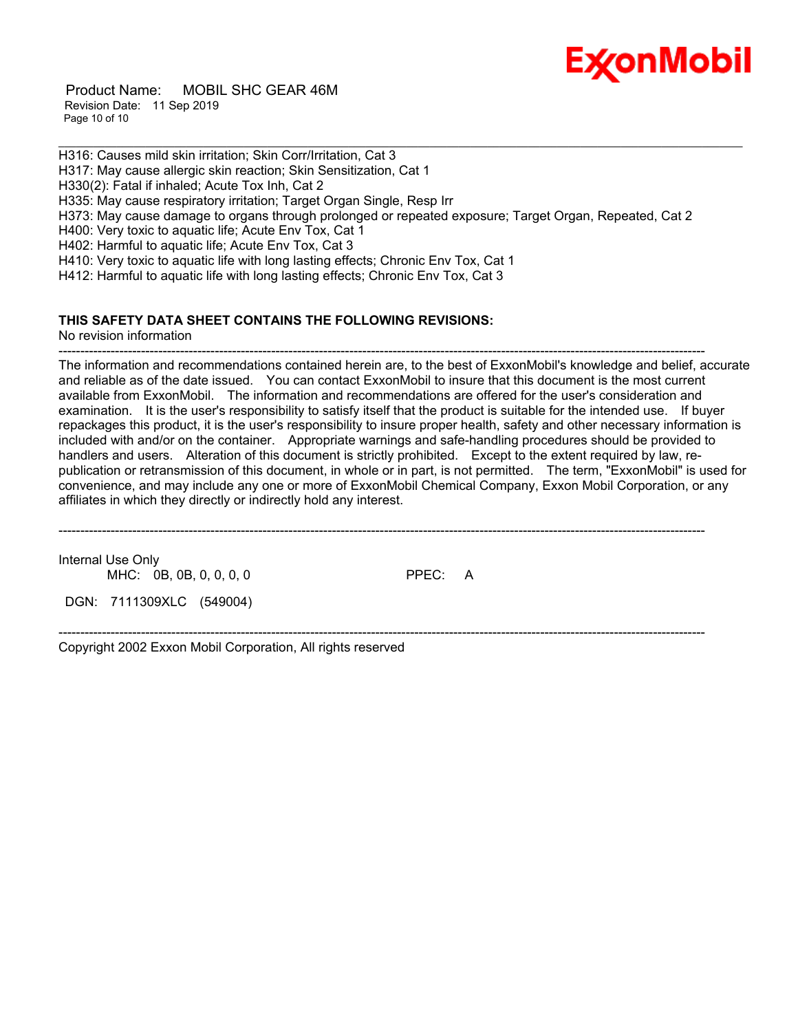H316: Causes mild skin irritation; Skin Corr/Irritation, Cat 3
H317: May cause allergic skin reaction; Skin Sensitization, Cat 1
H330(2): Fatal if inhaled; Acute Tox Inh, Cat 2
H335: May cause respiratory irritation; Target Organ Single, Resp Irr
H373: May cause damage to organs through prolonged or repeated exposure; Target Organ, Repeated, Cat 2
H400: Very toxic to aquatic life; Acute Env Tox, Cat 1
H402: Harmful to aquatic life; Acute Env Tox, Cat 3
H410: Very toxic to aquatic life with long lasting effects; Chronic Env Tox, Cat 1
H412: Harmful to aquatic life with long lasting effects; Chronic Env Tox, Cat 3

**THIS SAFETY DATA SHEET CONTAINS THE FOLLOWING REVISIONS:**
No revision information

---

The information and recommendations contained herein are, to the best of ExxonMobil's knowledge and belief, accurate and reliable as of the date issued. You can contact ExxonMobil to insure that this document is the most current available from ExxonMobil. The information and recommendations are offered for the user's consideration and examination. It is the user's responsibility to satisfy itself that the product is suitable for the intended use. If buyer repackages this product, it is the user's responsibility to insure proper health, safety and other necessary information is included with and/or on the container. Appropriate warnings and safe-handling procedures should be provided to handlers and users. Alteration of this document is strictly prohibited. Except to the extent required by law, re-publication or retransmission of this document, in whole or in part, is not permitted. The term, "ExxonMobil" is used for convenience, and may include any one or more of ExxonMobil Chemical Company, Exxon Mobil Corporation, or any affiliates in which they directly or indirectly hold any interest.

---

Internal Use Only
MHC: 0B, 0B, 0, 0, 0, 0 PPEC: A

DGN: 7111309XLC (549004)

---

Copyright 2002 Exxon Mobil Corporation, All rights reserved